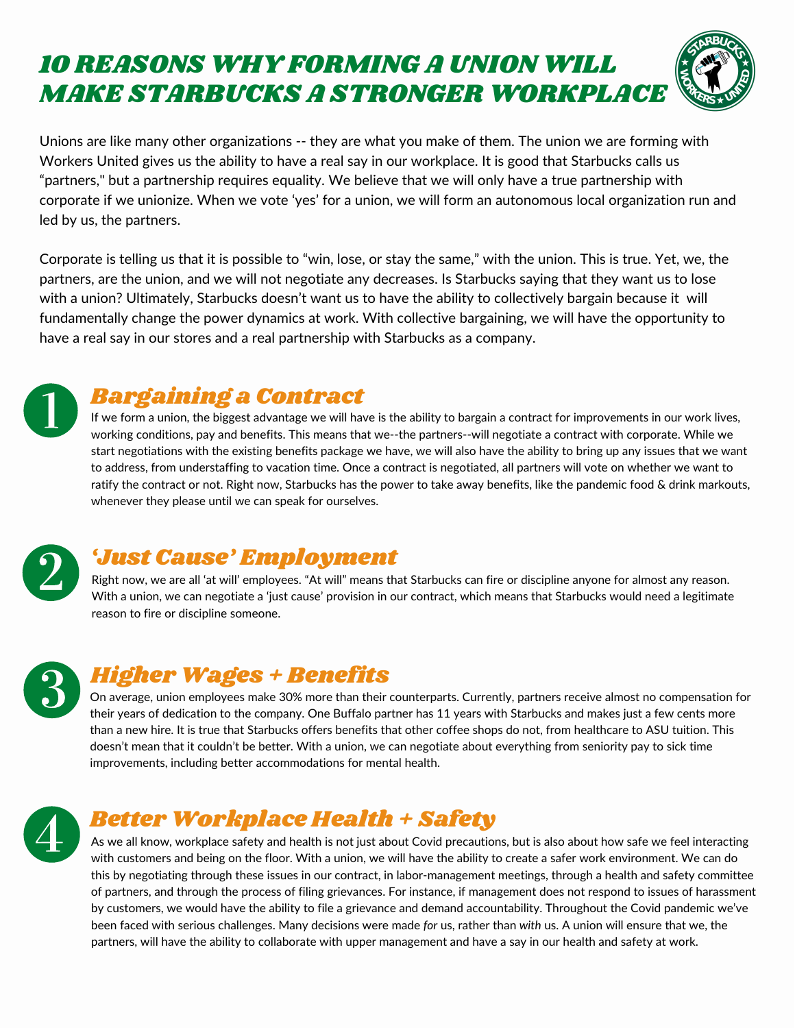# 10 REASONS WHY FORMING A UNION WILL MAKE STARBUCKS A STRONGER WORKPLACE

Unions are like many other organizations -- they are what you make of them. The union we are forming with Workers United gives us the ability to have a real say in our workplace. It is good that Starbucks calls us "partners," but a partnership requires equality. We believe that we will only have a true partnership with corporate if we unionize. When we vote 'yes' for a union, we will form an autonomous local organization run and led by us, the partners.

Corporate is telling us that it is possible to "win, lose, or stay the same," with the union. This is true. Yet, we, the partners, are the union, and we will not negotiate any decreases. Is Starbucks saying that they want us to lose with a union? Ultimately, Starbucks doesn't want us to have the ability to collectively bargain because it will fundamentally change the power dynamics at work. With collective bargaining, we will have the opportunity to have a real say in our stores and a real partnership with Starbucks as a company.

## 1 *Bargaining a Contract*

If we form a union, the biggest advantage we will have is the ability to bargain a contract for improvements in our work lives, working conditions, pay and benefits. This means that we--the partners--will negotiate a contract with corporate. While we start negotiations with the existing benefits package we have, we will also have the ability to bring up any issues that we want to address, from understaffing to vacation time. Once a contract is negotiated, all partners will vote on whether we want to ratify the contract or not. Right now, Starbucks has the power to take away benefits, like the pandemic food & drink markouts, whenever they please until we can speak for ourselves.

## 2 *'Just Cause' Employment*

Right now, we are all 'at will' employees. "At will" means that Starbucks can fire or discipline anyone for almost any reason. With a union, we can negotiate a 'just cause' provision in our contract, which means that Starbucks would need a legitimate reason to fire or discipline someone.

## 3 *Higher Wages + Benefits*

On average, union employees make 30% more than their counterparts. Currently, partners receive almost no compensation for their years of dedication to the company. One Buffalo partner has 11 years with Starbucks and makes just a few cents more than a new hire. It is true that Starbucks offers benefits that other coffee shops do not, from healthcare to ASU tuition. This doesn't mean that it couldn't be better. With a union, we can negotiate about everything from seniority pay to sick time improvements, including better accommodations for mental health.

## 4 *Better Workplace Health + Safety*

As we all know, workplace safety and health is not just about Covid precautions, but is also about how safe we feel interacting with customers and being on the floor. With a union, we will have the ability to create a safer work environment. We can do this by negotiating through these issues in our contract, in labor-management meetings, through a health and safety committee of partners, and through the process of filing grievances. For instance, if management does not respond to issues of harassment by customers, we would have the ability to file a grievance and demand accountability. Throughout the Covid pandemic we've been faced with serious challenges. Many decisions were made *for* us, rather than *with* us. A union will ensure that we, the partners, will have the ability to collaborate with upper management and have a say in our health and safety at work.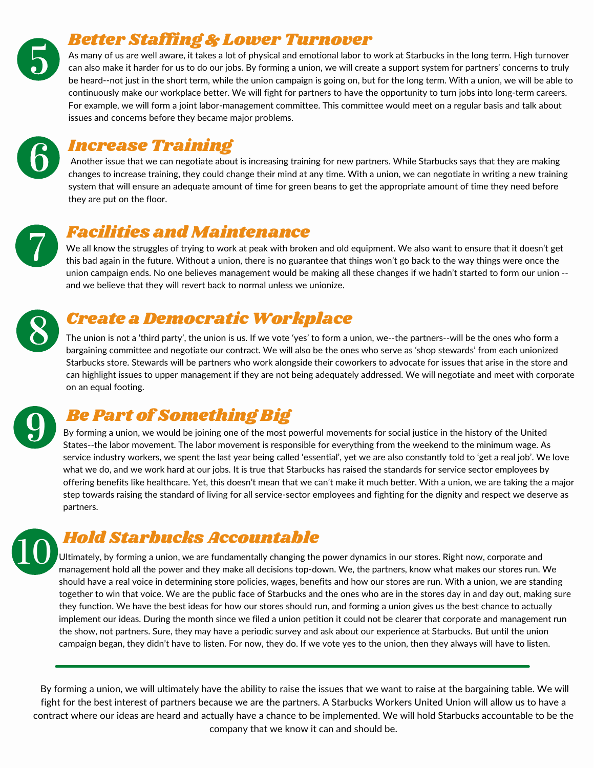## 5 Better Staffing & Lower Turnover

As many of us are well aware, it takes a lot of physical and emotional labor to work at Starbucks in the long term. High turnover can also make it harder for us to do our jobs. By forming a union, we will create a support system for partners' concerns to truly be heard--not just in the short term, while the union campaign is going on, but for the long term. With a union, we will be able to continuously make our workplace better. We will fight for partners to have the opportunity to turn jobs into long-term careers. For example, we will form a joint labor-management committee. This committee would meet on a regular basis and talk about issues and concerns before they became major problems.

## 6 Increase Training

Another issue that we can negotiate about is increasing training for new partners. While Starbucks says that they are making changes to increase training, they could change their mind at any time. With a union, we can negotiate in writing a new training system that will ensure an adequate amount of time for green beans to get the appropriate amount of time they need before they are put on the floor.

## 7 Facilities and Maintenance

We all know the struggles of trying to work at peak with broken and old equipment. We also want to ensure that it doesn't get this bad again in the future. Without a union, there is no guarantee that things won't go back to the way things were once the union campaign ends. No one believes management would be making all these changes if we hadn't started to form our union -- and we believe that they will revert back to normal unless we unionize.

## 8 Create a Democratic Workplace

The union is not a 'third party', the union is us. If we vote 'yes' to form a union, we--the partners--will be the ones who form a bargaining committee and negotiate our contract. We will also be the ones who serve as 'shop stewards' from each unionized Starbucks store. Stewards will be partners who work alongside their coworkers to advocate for issues that arise in the store and can highlight issues to upper management if they are not being adequately addressed. We will negotiate and meet with corporate on an equal footing.

## 9 Be Part of Something Big

By forming a union, we would be joining one of the most powerful movements for social justice in the history of the United States--the labor movement. The labor movement is responsible for everything from the weekend to the minimum wage. As service industry workers, we spent the last year being called 'essential', yet we are also constantly told to 'get a real job'. We love what we do, and we work hard at our jobs. It is true that Starbucks has raised the standards for service sector employees by offering benefits like healthcare. Yet, this doesn't mean that we can't make it much better. With a union, we are taking the a major step towards raising the standard of living for all service-sector employees and fighting for the dignity and respect we deserve as partners.

## 10 Hold Starbucks Accountable

Ultimately, by forming a union, we are fundamentally changing the power dynamics in our stores. Right now, corporate and management hold all the power and they make all decisions top-down. We, the partners, know what makes our stores run. We should have a real voice in determining store policies, wages, benefits and how our stores are run. With a union, we are standing together to win that voice. We are the public face of Starbucks and the ones who are in the stores day in and day out, making sure they function. We have the best ideas for how our stores should run, and forming a union gives us the best chance to actually implement our ideas. During the month since we filed a union petition it could not be clearer that corporate and management run the show, not partners. Sure, they may have a periodic survey and ask about our experience at Starbucks. But until the union campaign began, they didn't have to listen. For now, they do. If we vote yes to the union, then they always will have to listen.

---

By forming a union, we will ultimately have the ability to raise the issues that we want to raise at the bargaining table. We will fight for the best interest of partners because we are the partners. A Starbucks Workers United Union will allow us to have a contract where our ideas are heard and actually have a chance to be implemented. We will hold Starbucks accountable to be the company that we know it can and should be.